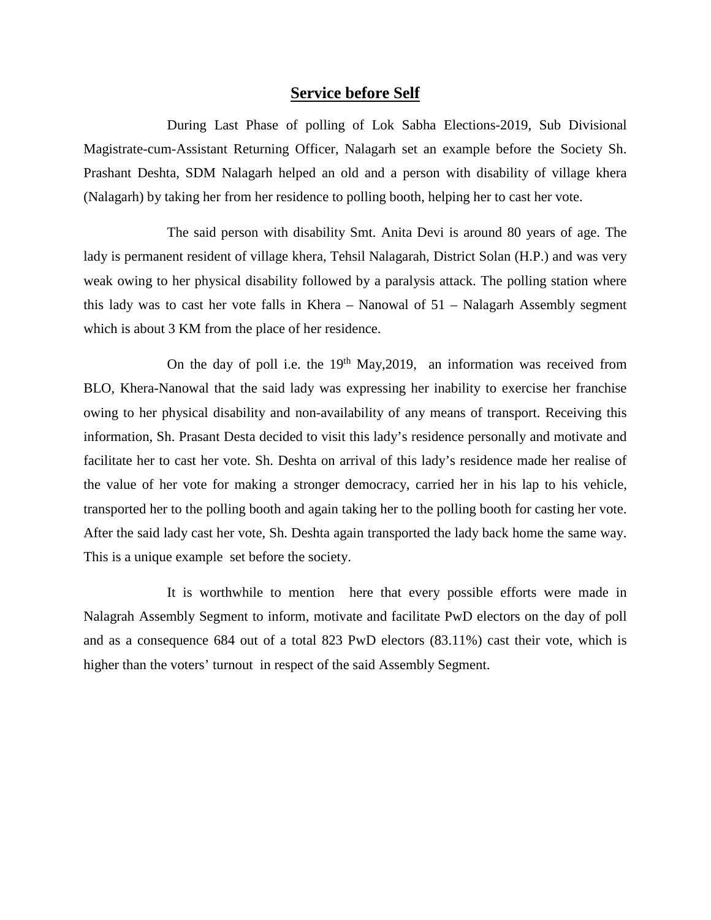# **Service before Self**

During Last Phase of polling of Lok Sabha Elections-2019, Sub Divisional Magistrate-cum-Assistant Returning Officer, Nalagarh set an example before the Society Sh. Prashant Deshta, SDM Nalagarh helped an old and a person with disability of village khera (Nalagarh) by taking her from her residence to polling booth, helping her to cast her vote.

The said person with disability Smt. Anita Devi is around 80 years of age. The lady is permanent resident of village khera, Tehsil Nalagarah, District Solan (H.P.) and was very weak owing to her physical disability followed by a paralysis attack. The polling station where this lady was to cast her vote falls in Khera – Nanowal of 51 – Nalagarh Assembly segment which is about 3 KM from the place of her residence.

On the day of poll i.e. the 19th May,2019, an information was received from BLO, Khera-Nanowal that the said lady was expressing her inability to exercise her franchise owing to her physical disability and non-availability of any means of transport. Receiving this information, Sh. Prasant Desta decided to visit this lady's residence personally and motivate and facilitate her to cast her vote. Sh. Deshta on arrival of this lady's residence made her realise of the value of her vote for making a stronger democracy, carried her in his lap to his vehicle, transported her to the polling booth and again taking her to the polling booth for casting her vote. After the said lady cast her vote, Sh. Deshta again transported the lady back home the same way. This is a unique example set before the society.

It is worthwhile to mention here that every possible efforts were made in Nalagrah Assembly Segment to inform, motivate and facilitate PwD electors on the day of poll and as a consequence 684 out of a total 823 PwD electors (83.11%) cast their vote, which is higher than the voters' turnout in respect of the said Assembly Segment.